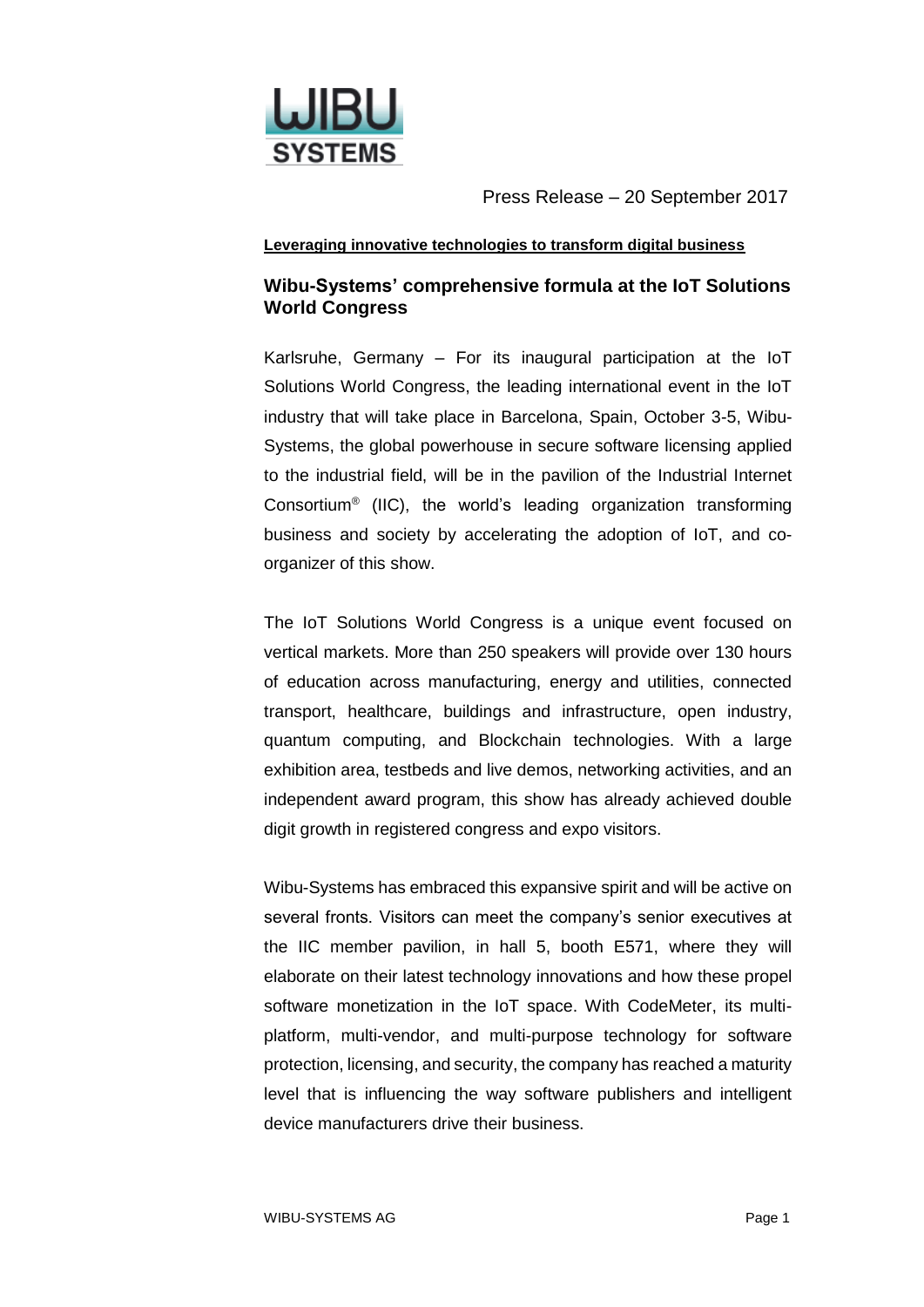Press Release – 20 September 2017

**Leveraging innovative technologies to transform digital business**

## Wibu-Systems' comprehensive formula at the IoT Solutions World Congress

Karlsruhe, Germany – For its inaugural participation at the IoT Solutions World Congress, the leading international event in the IoT industry that will take place in Barcelona, Spain, October 3-5, Wibu-Systems, the global powerhouse in secure software licensing applied to the industrial field, will be in the pavilion of the Industrial Internet Consortium® (IIC), the world's leading organization transforming business and society by accelerating the adoption of IoT, and co-organizer of this show.

The IoT Solutions World Congress is a unique event focused on vertical markets. More than 250 speakers will provide over 130 hours of education across manufacturing, energy and utilities, connected transport, healthcare, buildings and infrastructure, open industry, quantum computing, and Blockchain technologies. With a large exhibition area, testbeds and live demos, networking activities, and an independent award program, this show has already achieved double digit growth in registered congress and expo visitors.

Wibu-Systems has embraced this expansive spirit and will be active on several fronts. Visitors can meet the company's senior executives at the IIC member pavilion, in hall 5, booth E571, where they will elaborate on their latest technology innovations and how these propel software monetization in the IoT space. With CodeMeter, its multi-platform, multi-vendor, and multi-purpose technology for software protection, licensing, and security, the company has reached a maturity level that is influencing the way software publishers and intelligent device manufacturers drive their business.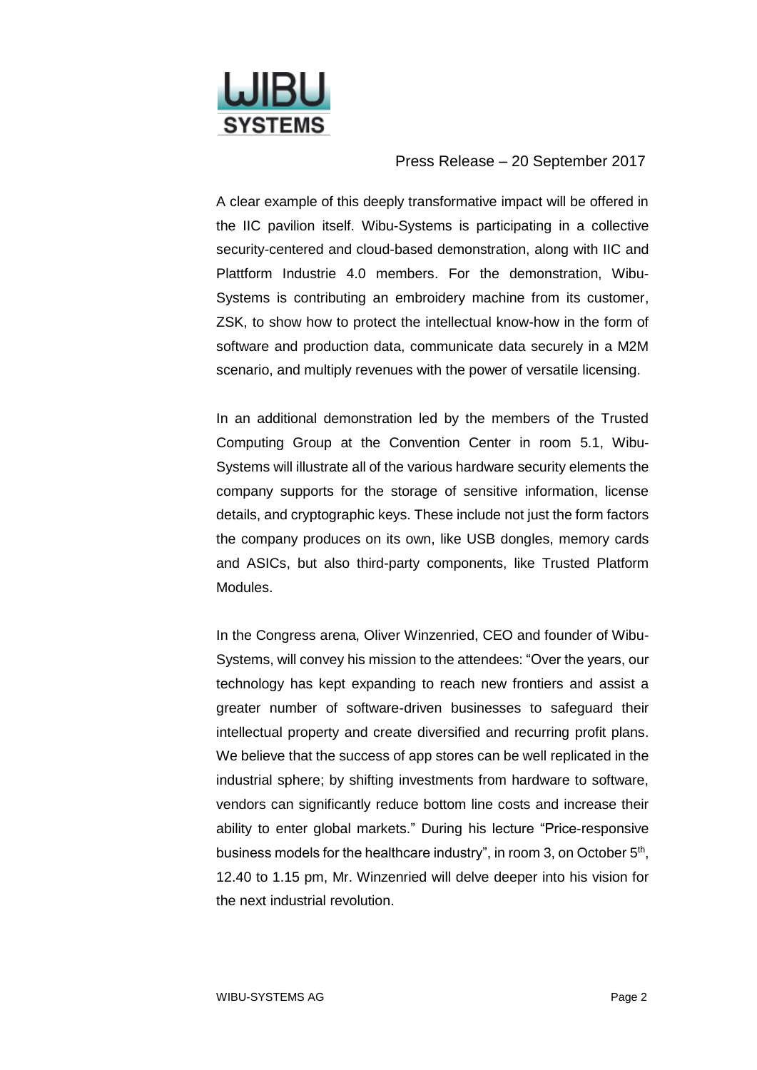Press Release – 20 September 2017

A clear example of this deeply transformative impact will be offered in the IIC pavilion itself. Wibu-Systems is participating in a collective security-centered and cloud-based demonstration, along with IIC and Plattform Industrie 4.0 members. For the demonstration, Wibu-Systems is contributing an embroidery machine from its customer, ZSK, to show how to protect the intellectual know-how in the form of software and production data, communicate data securely in a M2M scenario, and multiply revenues with the power of versatile licensing.

In an additional demonstration led by the members of the Trusted Computing Group at the Convention Center in room 5.1, Wibu-Systems will illustrate all of the various hardware security elements the company supports for the storage of sensitive information, license details, and cryptographic keys. These include not just the form factors the company produces on its own, like USB dongles, memory cards and ASICs, but also third-party components, like Trusted Platform Modules.

In the Congress arena, Oliver Winzenried, CEO and founder of Wibu-Systems, will convey his mission to the attendees: "Over the years, our technology has kept expanding to reach new frontiers and assist a greater number of software-driven businesses to safeguard their intellectual property and create diversified and recurring profit plans. We believe that the success of app stores can be well replicated in the industrial sphere; by shifting investments from hardware to software, vendors can significantly reduce bottom line costs and increase their ability to enter global markets." During his lecture "Price-responsive business models for the healthcare industry", in room 3, on October 5th, 12.40 to 1.15 pm, Mr. Winzenried will delve deeper into his vision for the next industrial revolution.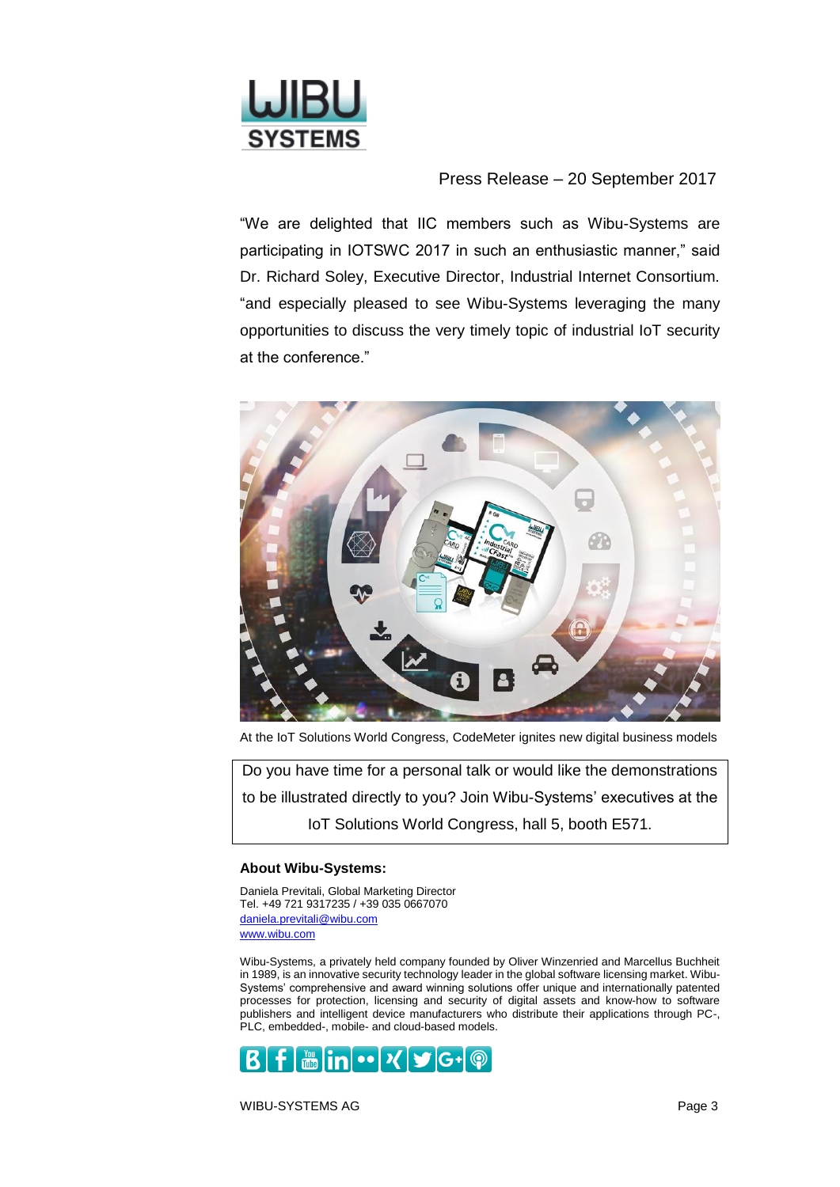Press Release – 20 September 2017

"We are delighted that IIC members such as Wibu-Systems are participating in IOTSWC 2017 in such an enthusiastic manner," said Dr. Richard Soley, Executive Director, Industrial Internet Consortium. "and especially pleased to see Wibu-Systems leveraging the many opportunities to discuss the very timely topic of industrial IoT security at the conference."

At the IoT Solutions World Congress, CodeMeter ignites new digital business models

Do you have time for a personal talk or would like the demonstrations to be illustrated directly to you? Join Wibu-Systems' executives at the IoT Solutions World Congress, hall 5, booth E571.

**About Wibu-Systems:**

Daniela Previtali, Global Marketing Director
Tel. +49 721 9317235 / +39 035 0667070
daniela.previtali@wibu.com
www.wibu.com

Wibu-Systems, a privately held company founded by Oliver Winzenried and Marcellus Buchheit in 1989, is an innovative security technology leader in the global software licensing market. Wibu-Systems' comprehensive and award winning solutions offer unique and internationally patented processes for protection, licensing and security of digital assets and know-how to software publishers and intelligent device manufacturers who distribute their applications through PC-, PLC, embedded-, mobile- and cloud-based models.

WIBU-SYSTEMS AG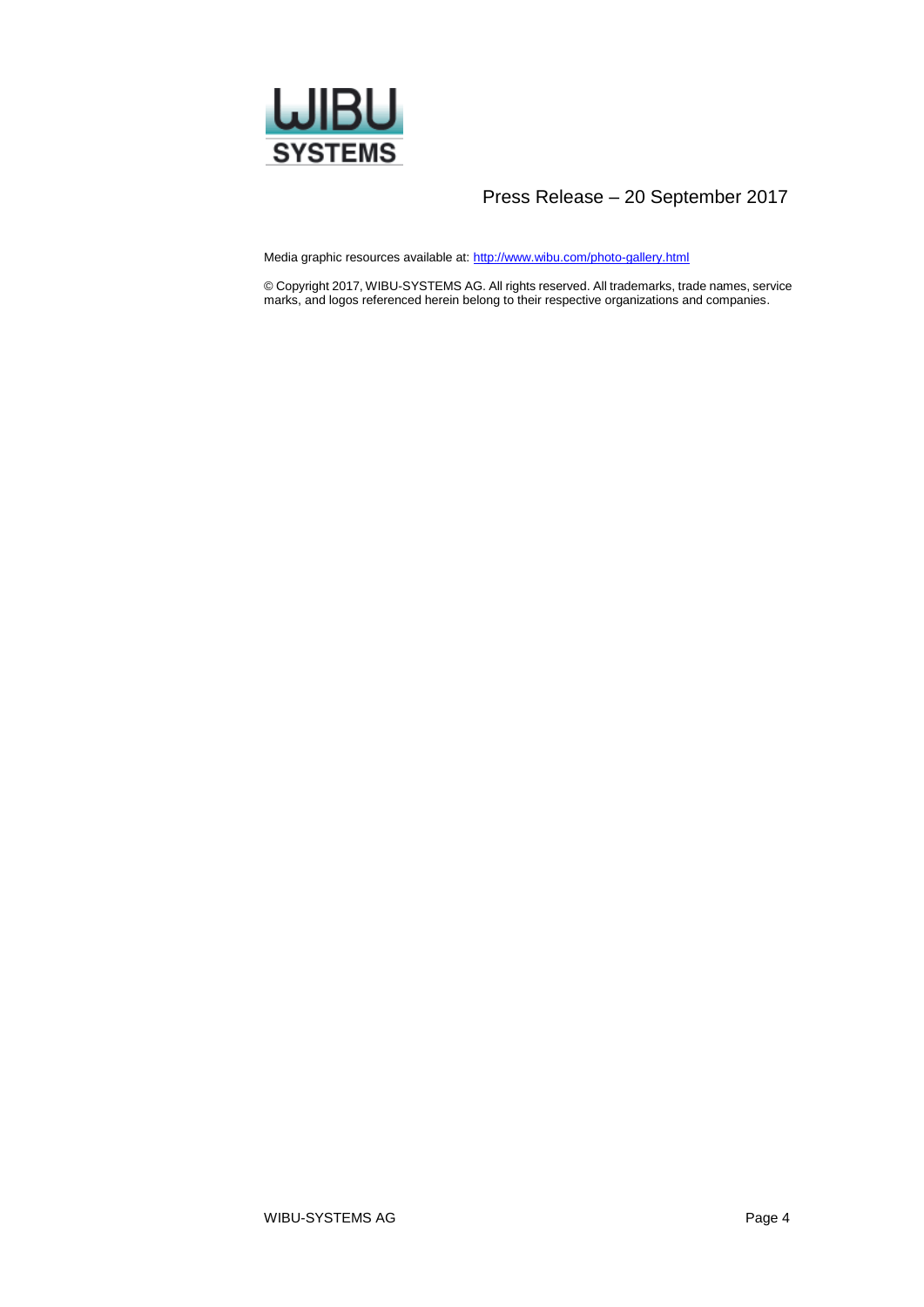Press Release – 20 September 2017

Media graphic resources available at: [http://www.wibu.com/photo-gallery.html](http://www.wibu.com/photo-gallery.html)

© Copyright 2017, WIBU-SYSTEMS AG. All rights reserved. All trademarks, trade names, service marks, and logos referenced herein belong to their respective organizations and companies.